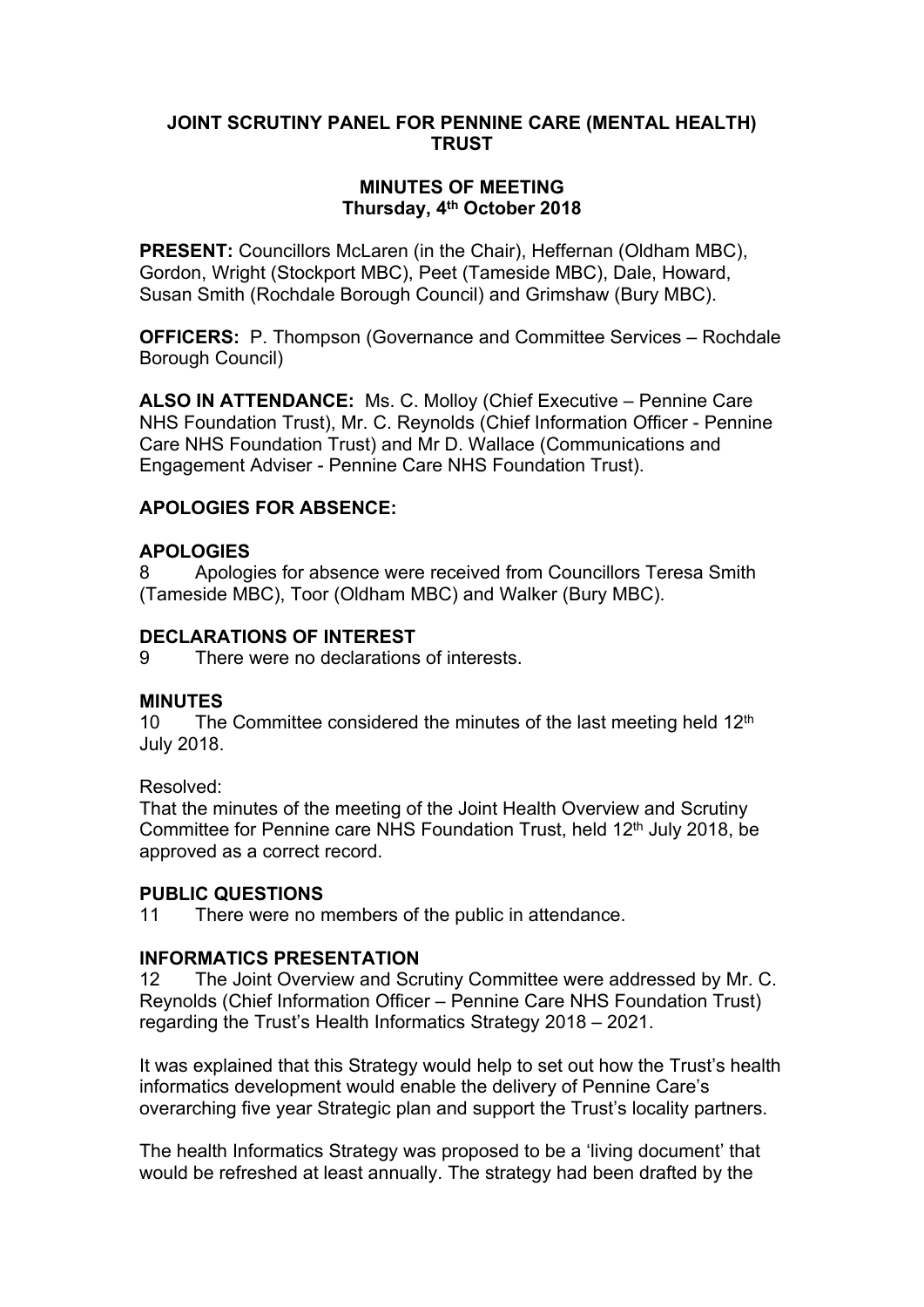**JOINT SCRUTINY PANEL FOR PENNINE CARE (MENTAL HEALTH) TRUST**

**MINUTES OF MEETING**
**Thursday, 4th October 2018**

**PRESENT:** Councillors McLaren (in the Chair), Heffernan (Oldham MBC), Gordon, Wright (Stockport MBC), Peet (Tameside MBC), Dale, Howard, Susan Smith (Rochdale Borough Council) and Grimshaw (Bury MBC).

**OFFICERS:** P. Thompson (Governance and Committee Services – Rochdale Borough Council)

**ALSO IN ATTENDANCE:** Ms. C. Molloy (Chief Executive – Pennine Care NHS Foundation Trust), Mr. C. Reynolds (Chief Information Officer - Pennine Care NHS Foundation Trust) and Mr D. Wallace (Communications and Engagement Adviser - Pennine Care NHS Foundation Trust).

**APOLOGIES FOR ABSENCE:**

**APOLOGIES**

8 Apologies for absence were received from Councillors Teresa Smith (Tameside MBC), Toor (Oldham MBC) and Walker (Bury MBC).

**DECLARATIONS OF INTEREST**

9 There were no declarations of interests.

**MINUTES**

10 The Committee considered the minutes of the last meeting held 12th July 2018.

Resolved:
That the minutes of the meeting of the Joint Health Overview and Scrutiny Committee for Pennine care NHS Foundation Trust, held 12th July 2018, be approved as a correct record.

**PUBLIC QUESTIONS**

11 There were no members of the public in attendance.

**INFORMATICS PRESENTATION**

12 The Joint Overview and Scrutiny Committee were addressed by Mr. C. Reynolds (Chief Information Officer – Pennine Care NHS Foundation Trust) regarding the Trust's Health Informatics Strategy 2018 – 2021.

It was explained that this Strategy would help to set out how the Trust's health informatics development would enable the delivery of Pennine Care's overarching five year Strategic plan and support the Trust's locality partners.

The health Informatics Strategy was proposed to be a 'living document' that would be refreshed at least annually. The strategy had been drafted by the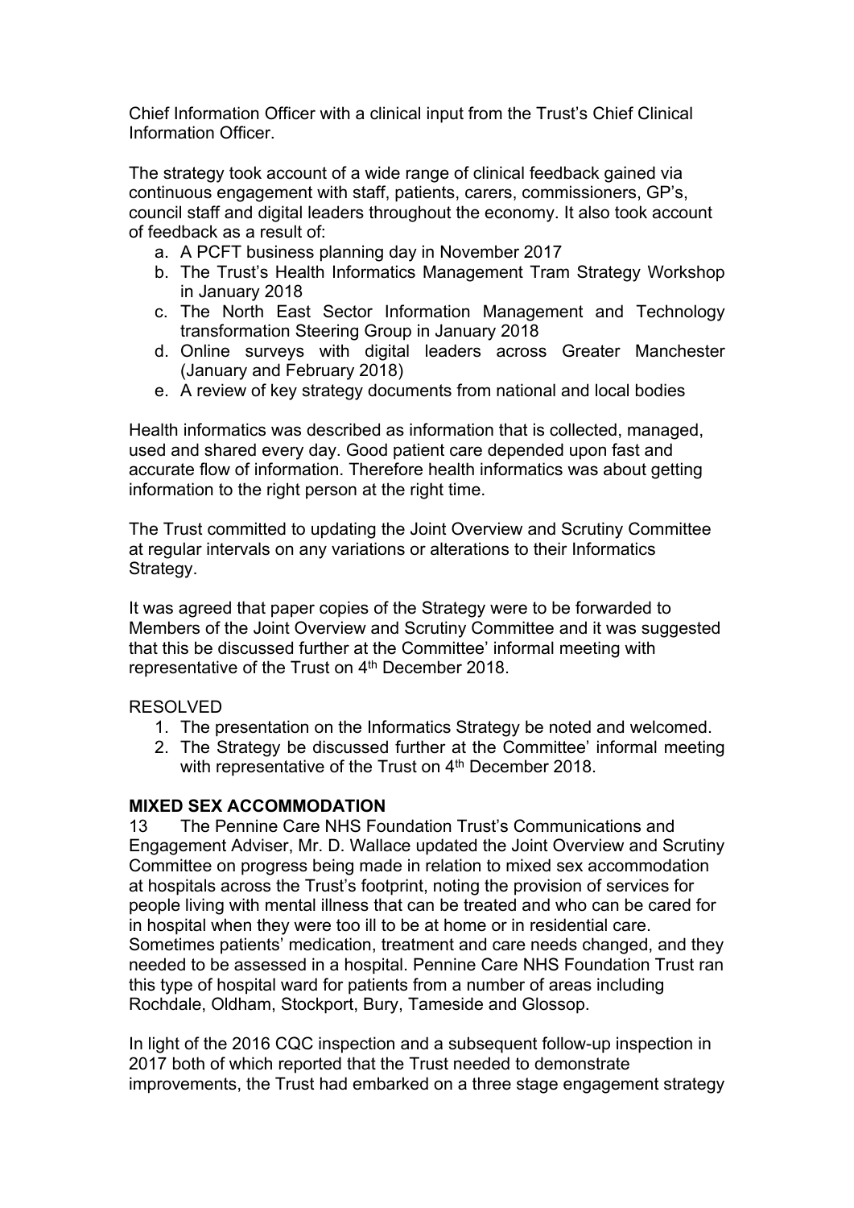Chief Information Officer with a clinical input from the Trust's Chief Clinical Information Officer.

The strategy took account of a wide range of clinical feedback gained via continuous engagement with staff, patients, carers, commissioners, GP's, council staff and digital leaders throughout the economy. It also took account of feedback as a result of:

a. A PCFT business planning day in November 2017
b. The Trust's Health Informatics Management Tram Strategy Workshop in January 2018
c. The North East Sector Information Management and Technology transformation Steering Group in January 2018
d. Online surveys with digital leaders across Greater Manchester (January and February 2018)
e. A review of key strategy documents from national and local bodies

Health informatics was described as information that is collected, managed, used and shared every day. Good patient care depended upon fast and accurate flow of information. Therefore health informatics was about getting information to the right person at the right time.

The Trust committed to updating the Joint Overview and Scrutiny Committee at regular intervals on any variations or alterations to their Informatics Strategy.

It was agreed that paper copies of the Strategy were to be forwarded to Members of the Joint Overview and Scrutiny Committee and it was suggested that this be discussed further at the Committee' informal meeting with representative of the Trust on 4th December 2018.

RESOLVED

1. The presentation on the Informatics Strategy be noted and welcomed.
2. The Strategy be discussed further at the Committee' informal meeting with representative of the Trust on 4th December 2018.

**MIXED SEX ACCOMMODATION**

13 The Pennine Care NHS Foundation Trust's Communications and Engagement Adviser, Mr. D. Wallace updated the Joint Overview and Scrutiny Committee on progress being made in relation to mixed sex accommodation at hospitals across the Trust's footprint, noting the provision of services for people living with mental illness that can be treated and who can be cared for in hospital when they were too ill to be at home or in residential care. Sometimes patients' medication, treatment and care needs changed, and they needed to be assessed in a hospital. Pennine Care NHS Foundation Trust ran this type of hospital ward for patients from a number of areas including Rochdale, Oldham, Stockport, Bury, Tameside and Glossop.

In light of the 2016 CQC inspection and a subsequent follow-up inspection in 2017 both of which reported that the Trust needed to demonstrate improvements, the Trust had embarked on a three stage engagement strategy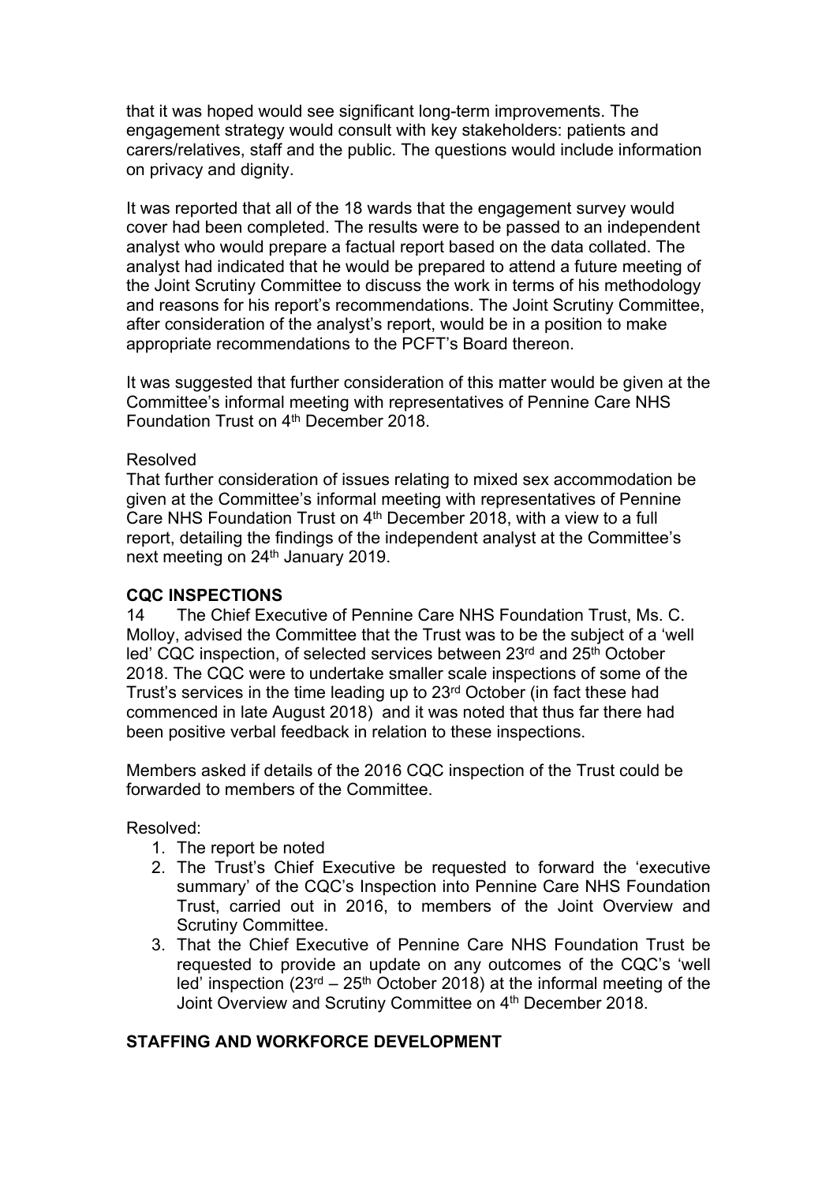that it was hoped would see significant long-term improvements. The engagement strategy would consult with key stakeholders: patients and carers/relatives, staff and the public. The questions would include information on privacy and dignity.

It was reported that all of the 18 wards that the engagement survey would cover had been completed. The results were to be passed to an independent analyst who would prepare a factual report based on the data collated. The analyst had indicated that he would be prepared to attend a future meeting of the Joint Scrutiny Committee to discuss the work in terms of his methodology and reasons for his report's recommendations. The Joint Scrutiny Committee, after consideration of the analyst's report, would be in a position to make appropriate recommendations to the PCFT's Board thereon.

It was suggested that further consideration of this matter would be given at the Committee's informal meeting with representatives of Pennine Care NHS Foundation Trust on 4th December 2018.

Resolved
That further consideration of issues relating to mixed sex accommodation be given at the Committee's informal meeting with representatives of Pennine Care NHS Foundation Trust on 4th December 2018, with a view to a full report, detailing the findings of the independent analyst at the Committee's next meeting on 24th January 2019.

**CQC INSPECTIONS**

14 The Chief Executive of Pennine Care NHS Foundation Trust, Ms. C. Molloy, advised the Committee that the Trust was to be the subject of a 'well led' CQC inspection, of selected services between 23rd and 25th October 2018. The CQC were to undertake smaller scale inspections of some of the Trust's services in the time leading up to 23rd October (in fact these had commenced in late August 2018) and it was noted that thus far there had been positive verbal feedback in relation to these inspections.

Members asked if details of the 2016 CQC inspection of the Trust could be forwarded to members of the Committee.

Resolved:

1. The report be noted
2. The Trust's Chief Executive be requested to forward the 'executive summary' of the CQC's Inspection into Pennine Care NHS Foundation Trust, carried out in 2016, to members of the Joint Overview and Scrutiny Committee.
3. That the Chief Executive of Pennine Care NHS Foundation Trust be requested to provide an update on any outcomes of the CQC's 'well led' inspection (23rd – 25th October 2018) at the informal meeting of the Joint Overview and Scrutiny Committee on 4th December 2018.

**STAFFING AND WORKFORCE DEVELOPMENT**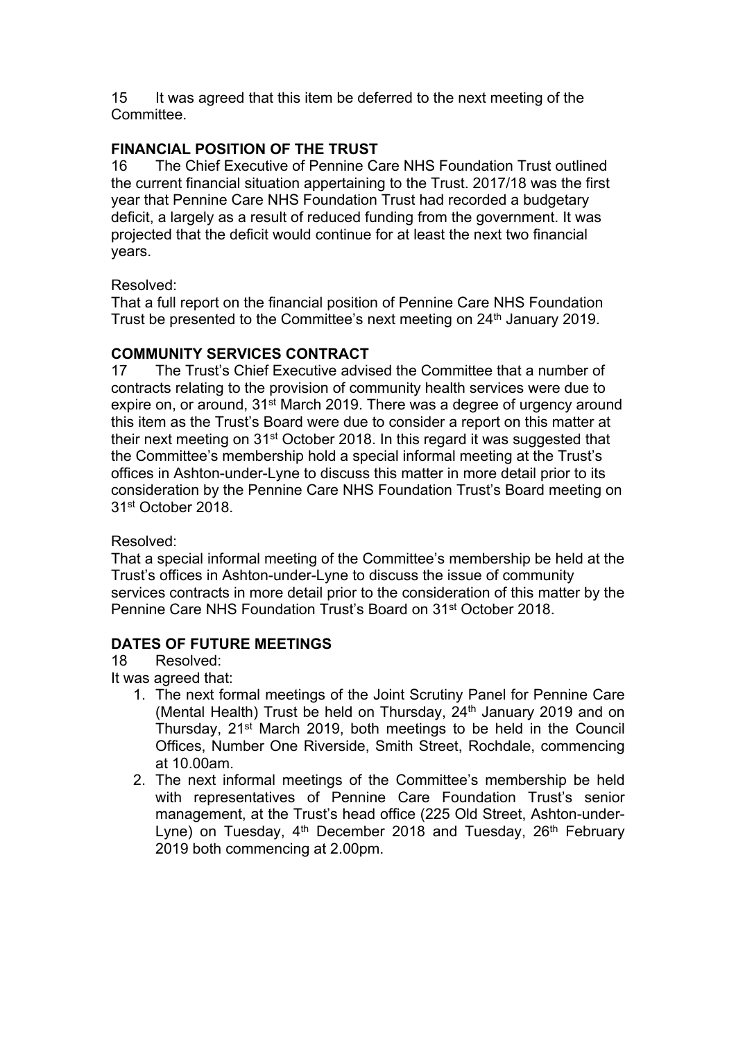15 It was agreed that this item be deferred to the next meeting of the Committee.

**FINANCIAL POSITION OF THE TRUST**

16 The Chief Executive of Pennine Care NHS Foundation Trust outlined the current financial situation appertaining to the Trust. 2017/18 was the first year that Pennine Care NHS Foundation Trust had recorded a budgetary deficit, a largely as a result of reduced funding from the government. It was projected that the deficit would continue for at least the next two financial years.

Resolved:

That a full report on the financial position of Pennine Care NHS Foundation Trust be presented to the Committee's next meeting on 24th January 2019.

**COMMUNITY SERVICES CONTRACT**

17 The Trust's Chief Executive advised the Committee that a number of contracts relating to the provision of community health services were due to expire on, or around, 31st March 2019. There was a degree of urgency around this item as the Trust's Board were due to consider a report on this matter at their next meeting on 31st October 2018. In this regard it was suggested that the Committee's membership hold a special informal meeting at the Trust's offices in Ashton-under-Lyne to discuss this matter in more detail prior to its consideration by the Pennine Care NHS Foundation Trust's Board meeting on 31st October 2018.

Resolved:

That a special informal meeting of the Committee's membership be held at the Trust's offices in Ashton-under-Lyne to discuss the issue of community services contracts in more detail prior to the consideration of this matter by the Pennine Care NHS Foundation Trust's Board on 31st October 2018.

**DATES OF FUTURE MEETINGS**

18 Resolved:

It was agreed that:

1. The next formal meetings of the Joint Scrutiny Panel for Pennine Care (Mental Health) Trust be held on Thursday, 24th January 2019 and on Thursday, 21st March 2019, both meetings to be held in the Council Offices, Number One Riverside, Smith Street, Rochdale, commencing at 10.00am.
2. The next informal meetings of the Committee's membership be held with representatives of Pennine Care Foundation Trust's senior management, at the Trust's head office (225 Old Street, Ashton-under-Lyne) on Tuesday, 4th December 2018 and Tuesday, 26th February 2019 both commencing at 2.00pm.